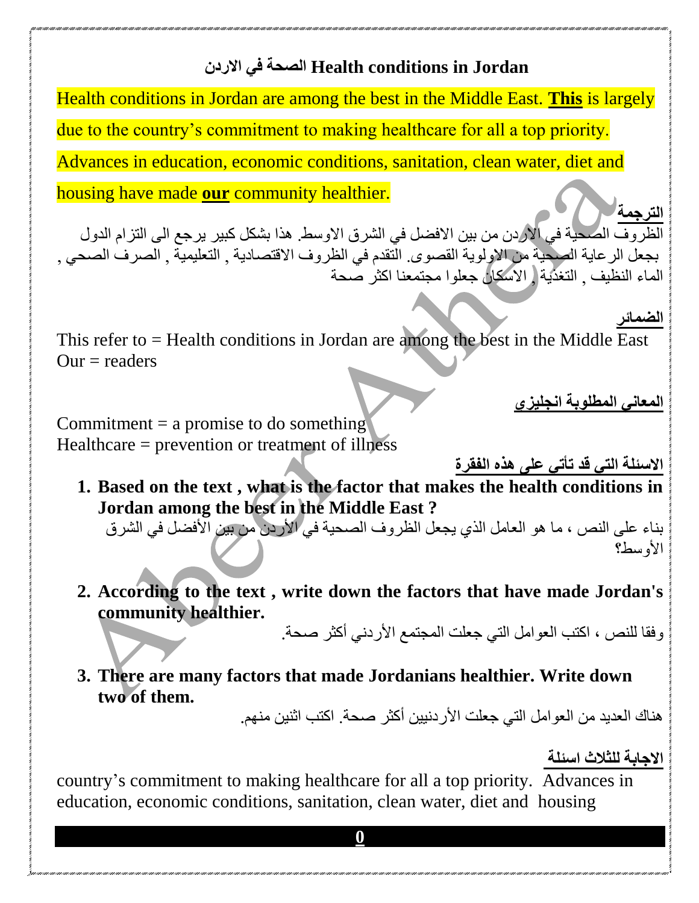## Health conditions in Jordan الصحة في الاردن

Health conditions in Jordan are among the best in the Middle East. **This** is largely due to the country's commitment to making healthcare for all a top priority. Advances in education, economic conditions, sanitation, clean water, diet and housing have made **our** community healthier.

**الترجمة**

الظروف الصحية في الاردن من بين الافضل في الشرق الاوسط. هذا بشكل كبير يرجع الى التزام الدول بجعل الرعاية الصحية من الاولوية القصوى. التقدم في الظروف الاقتصادية , التعليمية , الصرف الصحي , الماء النظيف , التغذية , الاسكان جعلوا مجتمعنا اكثر صحة

**الضمائر**

This refer to = Health conditions in Jordan are among the best in the Middle East
Our = readers

**المعاني المطلوبة انجليزي**

Commitment = a promise to do something
Healthcare = prevention or treatment of illness

**الاسئلة التي قد تأتي على هذه الفقرة**

1. **Based on the text , what is the factor that makes the health conditions in Jordan among the best in the Middle East ?**
   بناء على النص ، ما هو العامل الذي يجعل الظروف الصحية في الأردن من بين الأفضل في الشرق الأوسط؟

2. **According to the text , write down the factors that have made Jordan's community healthier.**
   وفقا للنص ، اكتب العوامل التي جعلت المجتمع الأردني أكثر صحة.

3. **There are many factors that made Jordanians healthier. Write down two of them.**
   هناك العديد من العوامل التي جعلت الأردنيين أكثر صحة. اكتب اثنين منهم.

**الاجابة للثلاث اسئلة**

country's commitment to making healthcare for all a top priority. Advances in education, economic conditions, sanitation, clean water, diet and housing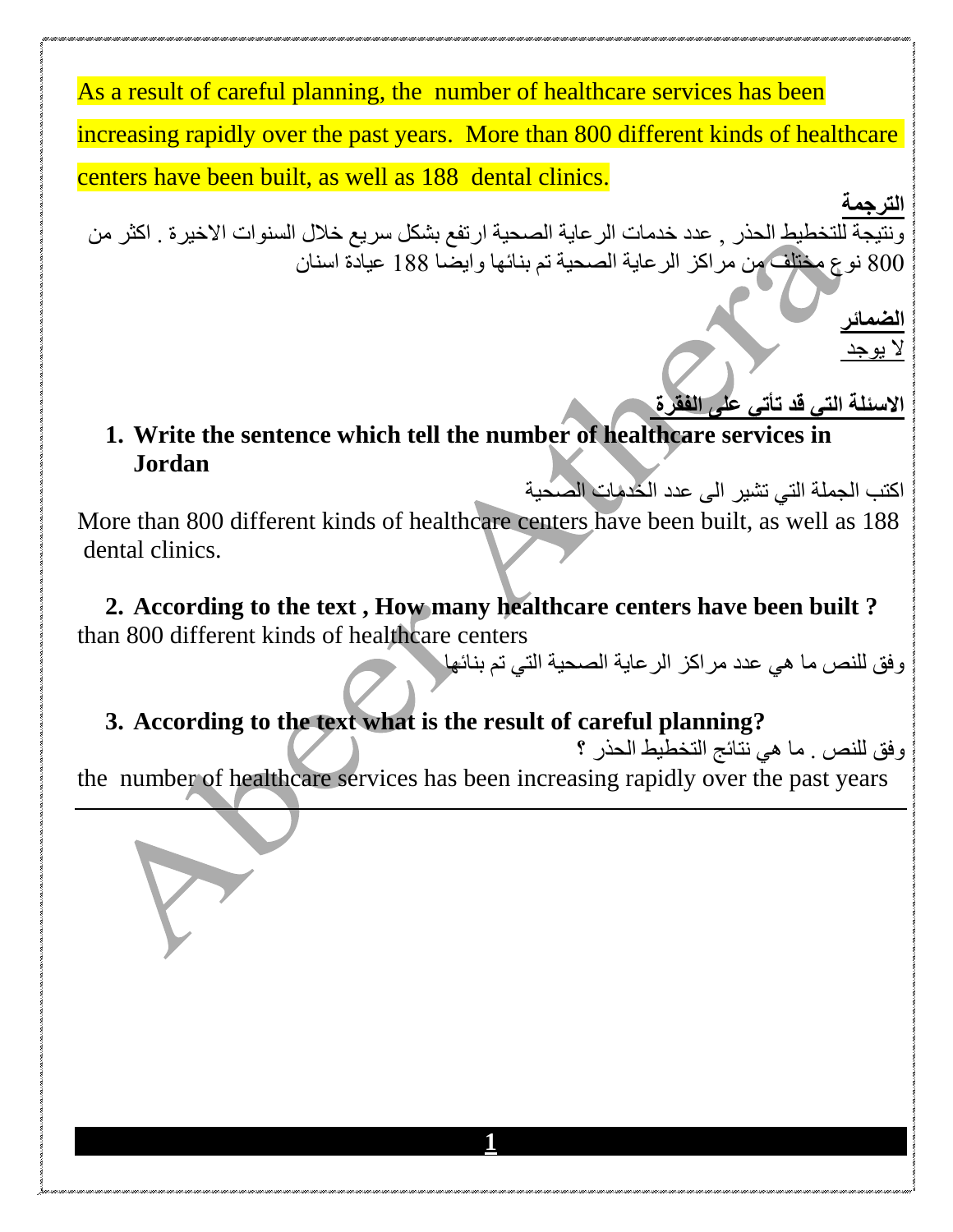As a result of careful planning, the  number of healthcare services has been increasing rapidly over the past years.  More than 800 different kinds of healthcare centers have been built, as well as 188  dental clinics.

**الترجمة**

ونتيجة للتخطيط الحذر , عدد خدمات الرعاية الصحية ارتفع بشكل سريع خلال السنوات الاخيرة . اكثر من 800 نوع مختلف من مراكز الرعاية الصحية تم بنائها وايضا 188 عيادة اسنان

**الضمائر**

لا يوجد

**الاسئلة التى قد تأتي على الفقرة**

1. **Write the sentence which tell the number of healthcare services in Jordan**

اكتب الجملة التي تشير الى عدد الخدمات الصحية

More than 800 different kinds of healthcare centers have been built, as well as 188 dental clinics.

2. **According to the text , How many healthcare centers have been built ?**

than 800 different kinds of healthcare centers

وفق للنص ما هي عدد مراكز الرعاية الصحية التي تم بنائها

3. **According to the text what is the result of careful planning?**

وفق للنص . ما هي نتائج التخطيط الحذر ؟

the  number of healthcare services has been increasing rapidly over the past years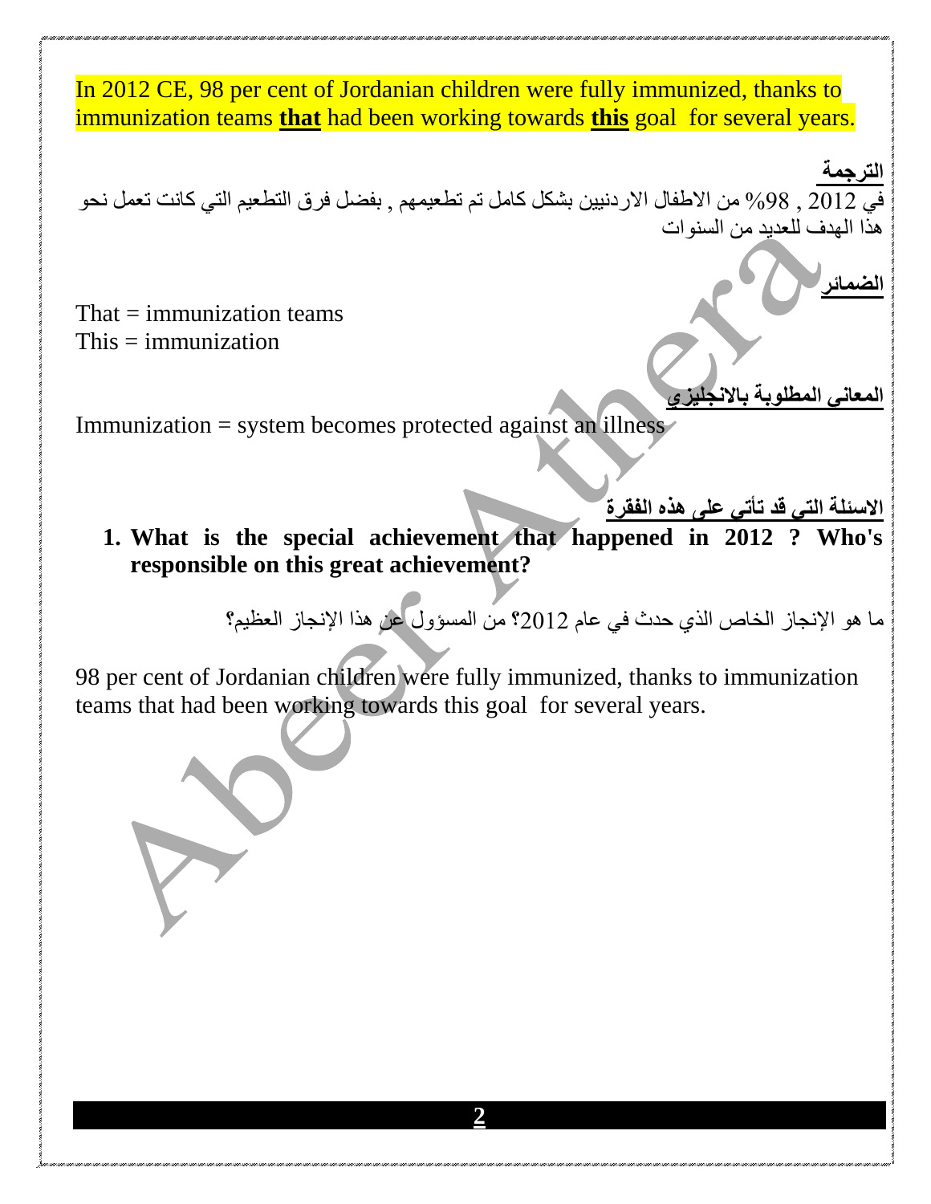In 2012 CE, 98 per cent of Jordanian children were fully immunized, thanks to immunization teams **that** had been working towards **this** goal for several years.

**الترجمة**

في 2012 , 98% من الاطفال الاردنيين بشكل كامل تم تطعيمهم , بفضل فرق التطعيم التي كانت تعمل نحو هذا الهدف للعديد من السنوات

**الضمائر**

That = immunization teams
This = immunization

**المعاني المطلوبة بالانجليزي**

Immunization = system becomes protected against an illness

**الاسئلة التي قد تأتي على هذه الفقرة**

1. **What is the special achievement that happened in 2012 ? Who's responsible on this great achievement?**

ما هو الإنجاز الخاص الذي حدث في عام 2012؟ من المسؤول عن هذا الإنجاز العظيم؟

98 per cent of Jordanian children were fully immunized, thanks to immunization teams that had been working towards this goal for several years.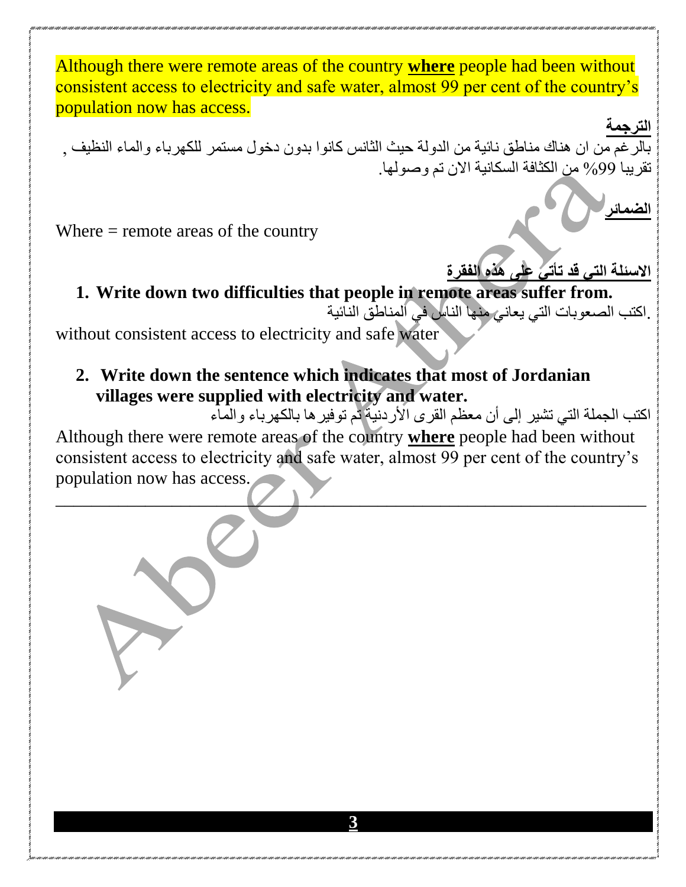Although there were remote areas of the country **where** people had been without consistent access to electricity and safe water, almost 99 per cent of the country's population now has access.

**الترجمة**

بالرغم من ان هناك مناطق نائية من الدولة حيث الناس كانوا بدون دخول مستمر للكهرباء والماء النظيف , تقريبا 99% من الكثافة السكانية الان تم وصولها.

**الضمائر**

Where = remote areas of the country

**الاسئلة التي قد تأتي على هذه الفقرة**

1. **Write down two difficulties that people in remote areas suffer from.**

.اكتب الصعوبات التي يعاني منها الناس في المناطق النائية

without consistent access to electricity and safe water

2. **Write down the sentence which indicates that most of Jordanian villages were supplied with electricity and water.**

اكتب الجملة التي تشير إلى أن معظم القرى الأردنية تم توفيرها بالكهرباء والماء

Although there were remote areas of the country **where** people had been without consistent access to electricity and safe water, almost 99 per cent of the country's population now has access.

---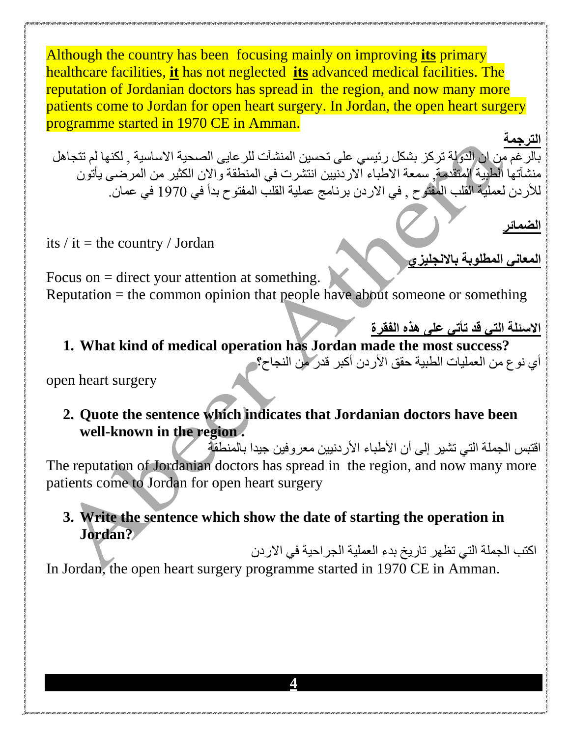Although the country has been  focusing mainly on improving **its** primary healthcare facilities, **it** has not neglected  **its** advanced medical facilities. The reputation of Jordanian doctors has spread in  the region, and now many more patients come to Jordan for open heart surgery. In Jordan, the open heart surgery programme started in 1970 CE in Amman.

**الترجمة**

بالرغم من ان الدولة تركز بشكل رئيسي على تحسين المنشآت للرعايى الصحية الاساسية , لكنها لم تتجاهل منشآتها الطبية المتقدمة, سمعة الاطباء الاردنيين انتشرت في المنطقة والان الكثير من المرضى يأتون للأردن لعملية القلب المفتوح , في الاردن برنامج عملية القلب المفتوح بدأ في 1970 في عمان.

**الضمائر**

its / it = the country / Jordan

**المعاني المطلوبة بالانجليزي**

Focus on = direct your attention at something.
Reputation = the common opinion that people have about someone or something

**الاسئلة التي قد تأتي على هذه الفقرة**

1. **What kind of medical operation has Jordan made the most success?**
أي نوع من العمليات الطبية حقق الأردن أكبر قدر من النجاح؟

open heart surgery

2. **Quote the sentence which indicates that Jordanian doctors have been well-known in the region .**
اقتبس الجملة التي تشير إلى أن الأطباء الأردنيين معروفين جيدا بالمنطقة

The reputation of Jordanian doctors has spread in  the region, and now many more patients come to Jordan for open heart surgery

3. **Write the sentence which show the date of starting the operation in Jordan?**
اكتب الجملة التي تظهر تاريخ بدء العملية الجراحية في الاردن

In Jordan, the open heart surgery programme started in 1970 CE in Amman.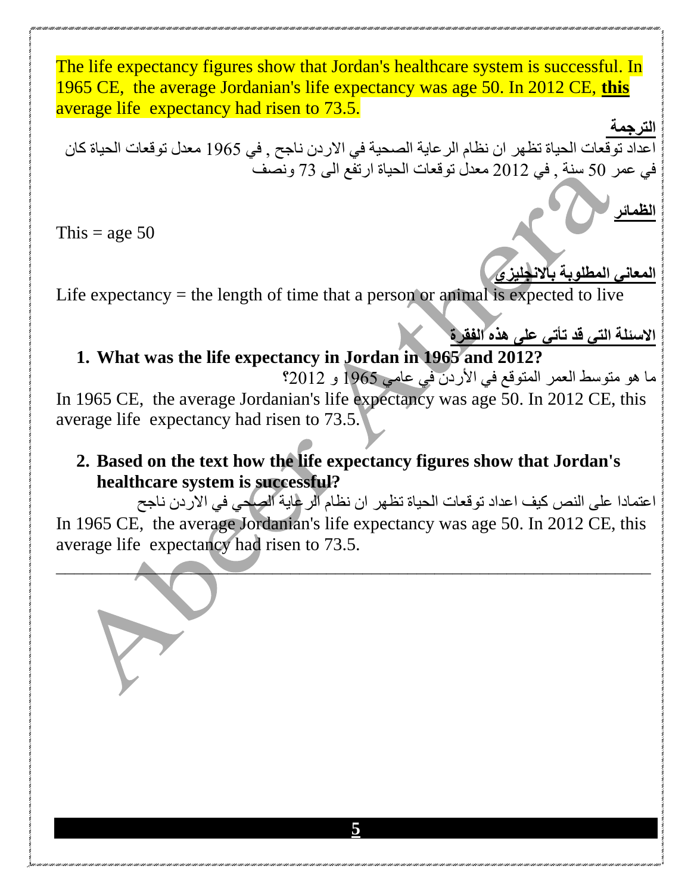The life expectancy figures show that Jordan's healthcare system is successful. In 1965 CE, the average Jordanian's life expectancy was age 50. In 2012 CE, **this** average life expectancy had risen to 73.5.

**الترجمة**

اعداد توقعات الحياة تظهر ان نظام الرعاية الصحية في الاردن ناجح , في 1965 معدل توقعات الحياة كان في عمر 50 سنة , في 2012 معدل توقعات الحياة ارتفع الى 73 ونصف

**الظمائر**

This = age 50

**المعاني المطلوبة بالانجليزي**

Life expectancy = the length of time that a person or animal is expected to live

**الاسئلة التي قد تأتي على هذه الفقرة**

1. **What was the life expectancy in Jordan in 1965 and 2012?**

ما هو متوسط العمر المتوقع في الأردن في عامي 1965 و 2012؟

In 1965 CE, the average Jordanian's life expectancy was age 50. In 2012 CE, this average life expectancy had risen to 73.5.

2. **Based on the text how the life expectancy figures show that Jordan's healthcare system is successful?**

اعتمادا على النص كيف اعداد توقعات الحياة تظهر ان نظام الرعاية الصحي في الاردن ناجح

In 1965 CE, the average Jordanian's life expectancy was age 50. In 2012 CE, this average life expectancy had risen to 73.5.

---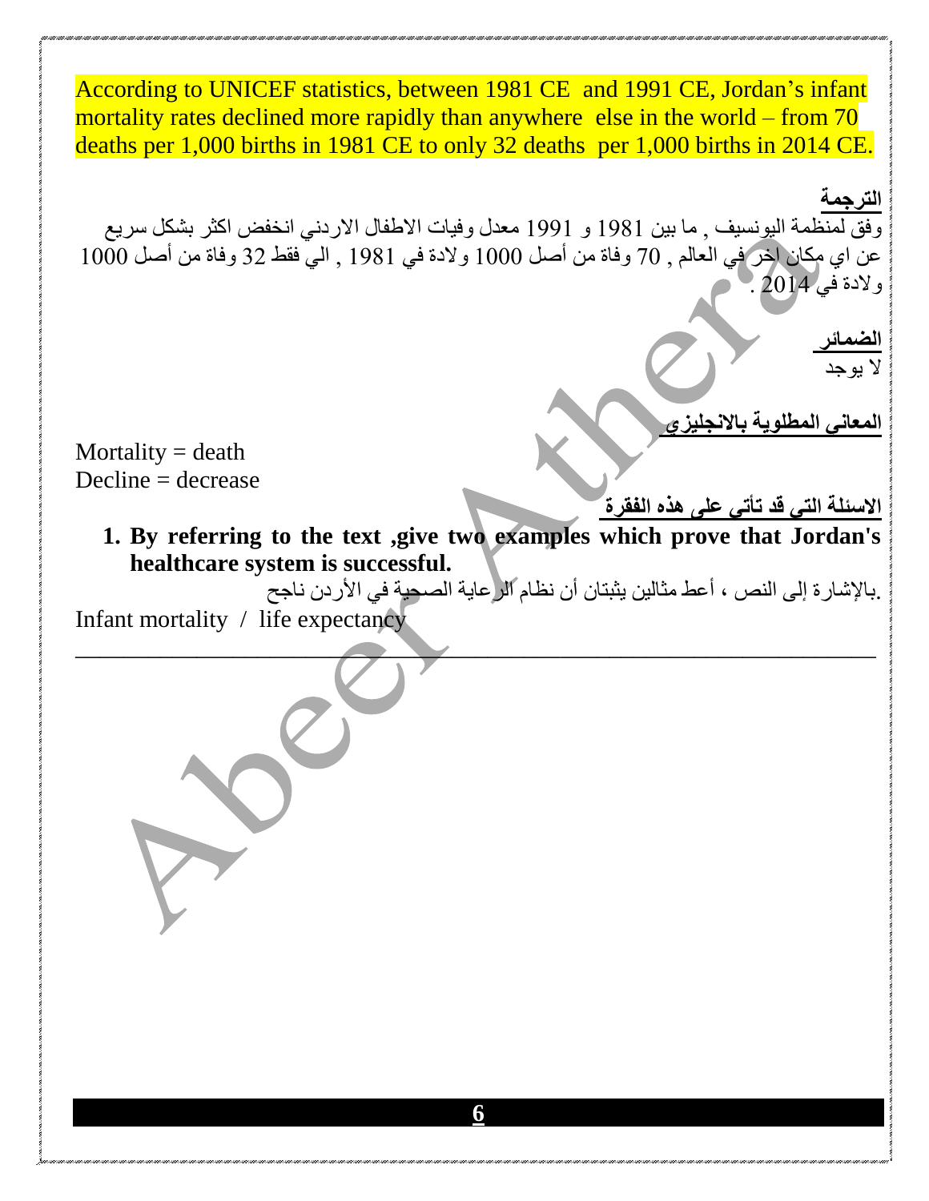According to UNICEF statistics, between 1981 CE and 1991 CE, Jordan's infant mortality rates declined more rapidly than anywhere else in the world – from 70 deaths per 1,000 births in 1981 CE to only 32 deaths per 1,000 births in 2014 CE.

**الترجمة**

وفق لمنظمة اليونسيف , ما بين 1981 و 1991 معدل وفيات الاطفال الاردني انخفض اكثر بشكل سريع عن اي مكان اخر في العالم , 70 وفاة من أصل 1000 ولادة في 1981 , الي فقط 32 وفاة من أصل 1000 ولادة في 2014 .

**الضمائر**

لا يوجد

**المعاني المطلوبة بالانجليزي**

Mortality = death
Decline = decrease

**الاسئلة التي قد تأتي على هذه الفقرة**

1. **By referring to the text ,give two examples which prove that Jordan's healthcare system is successful.**

.بالإشارة إلى النص ، أعط مثالين يثبتان أن نظام الرعاية الصحية في الأردن ناجح

Infant mortality / life expectancy

---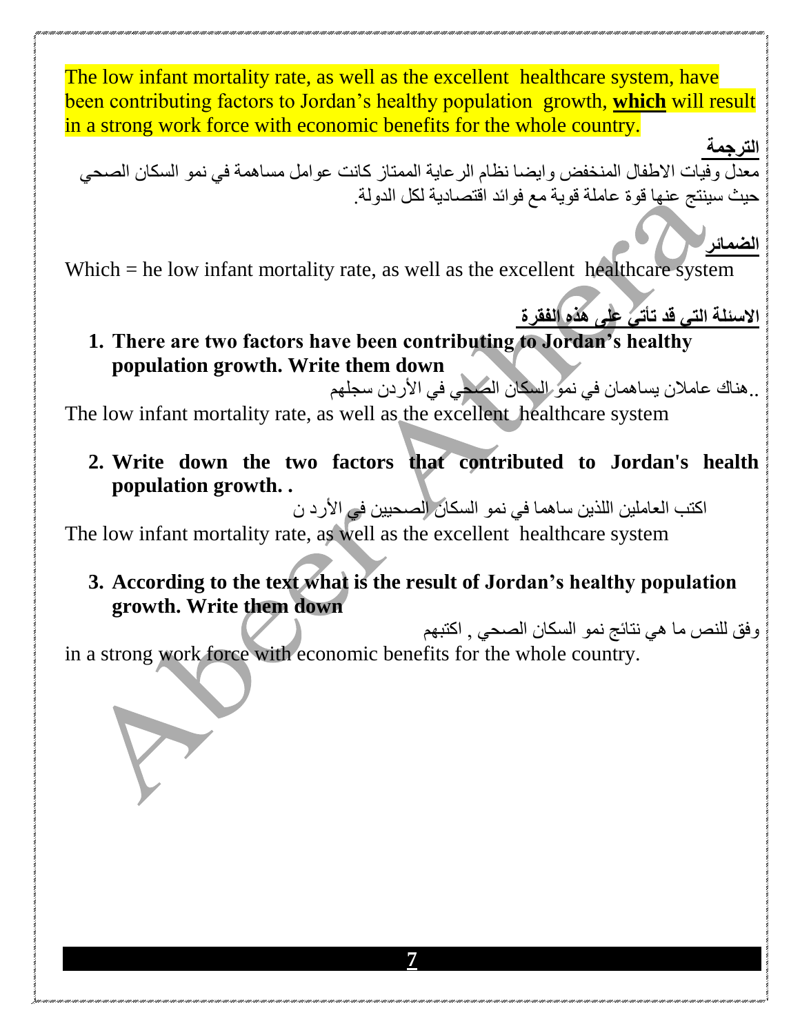The low infant mortality rate, as well as the excellent healthcare system, have been contributing factors to Jordan's healthy population growth, **which** will result in a strong work force with economic benefits for the whole country.

**الترجمة**

معدل وفيات الاطفال المنخفض وايضا نظام الرعاية الممتاز كانت عوامل مساهمة في نمو السكان الصحي حيث سينتج عنها قوة عاملة قوية مع فوائد اقتصادية لكل الدولة.

**الضمائر**

Which = he low infant mortality rate, as well as the excellent healthcare system

**الاسئلة التي قد تأتي على هذه الفقرة**

1. **There are two factors have been contributing to Jordan's healthy population growth. Write them down**

..هناك عاملان يساهمان في نمو السكان الصحي في الأردن سجلهم

The low infant mortality rate, as well as the excellent healthcare system

2. **Write down the two factors that contributed to Jordan's health population growth. .**

اكتب العاملين اللذين ساهما في نمو السكان الصحيين في الأرد ن

The low infant mortality rate, as well as the excellent healthcare system

3. **According to the text what is the result of Jordan's healthy population growth. Write them down**

وفق للنص ما هي نتائج نمو السكان الصحي , اكتبهم

in a strong work force with economic benefits for the whole country.